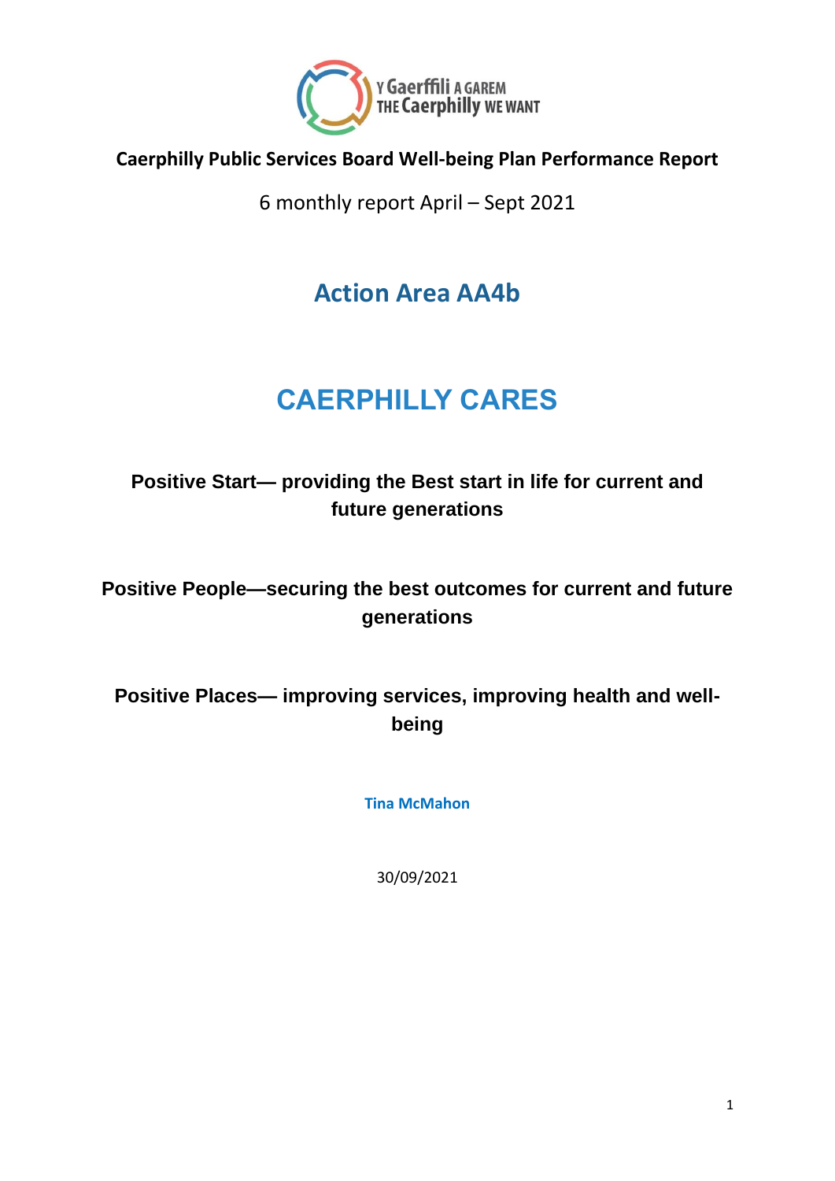Y Gaerffili A GAREM
THE Caerphilly WE WANT

**Caerphilly Public Services Board Well-being Plan Performance Report**

6 monthly report April – Sept 2021

# Action Area AA4b

# CAERPHILLY CARES

**Positive Start— providing the Best start in life for current and future generations**

**Positive People—securing the best outcomes for current and future generations**

**Positive Places— improving services, improving health and well-being**

**Tina McMahon**

30/09/2021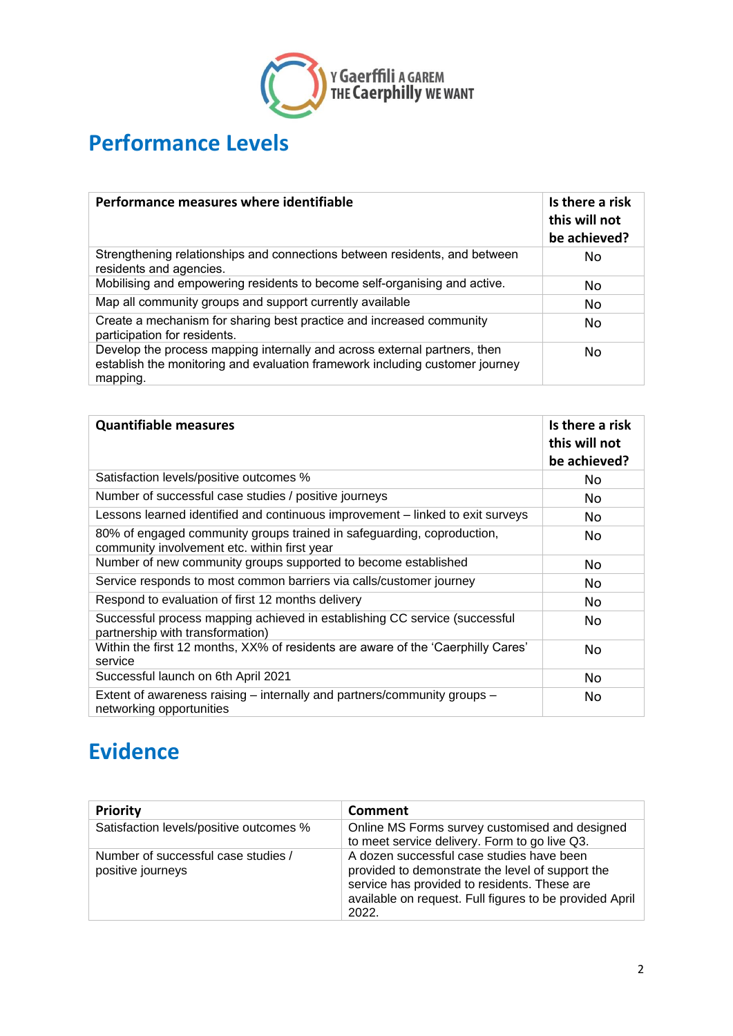# Performance Levels

| Performance measures where identifiable | Is there a risk this will not be achieved? |
|---|---|
| Strengthening relationships and connections between residents, and between residents and agencies. | No |
| Mobilising and empowering residents to become self-organising and active. | No |
| Map all community groups and support currently available | No |
| Create a mechanism for sharing best practice and increased community participation for residents. | No |
| Develop the process mapping internally and across external partners, then establish the monitoring and evaluation framework including customer journey mapping. | No |

| Quantifiable measures | Is there a risk this will not be achieved? |
|---|---|
| Satisfaction levels/positive outcomes % | No |
| Number of successful case studies / positive journeys | No |
| Lessons learned identified and continuous improvement – linked to exit surveys | No |
| 80% of engaged community groups trained in safeguarding, coproduction, community involvement etc. within first year | No |
| Number of new community groups supported to become established | No |
| Service responds to most common barriers via calls/customer journey | No |
| Respond to evaluation of first 12 months delivery | No |
| Successful process mapping achieved in establishing CC service (successful partnership with transformation) | No |
| Within the first 12 months, XX% of residents are aware of the 'Caerphilly Cares' service | No |
| Successful launch on 6th April 2021 | No |
| Extent of awareness raising – internally and partners/community groups – networking opportunities | No |

# Evidence

| Priority | Comment |
|---|---|
| Satisfaction levels/positive outcomes % | Online MS Forms survey customised and designed to meet service delivery. Form to go live Q3. |
| Number of successful case studies / positive journeys | A dozen successful case studies have been provided to demonstrate the level of support the service has provided to residents. These are available on request. Full figures to be provided April 2022. |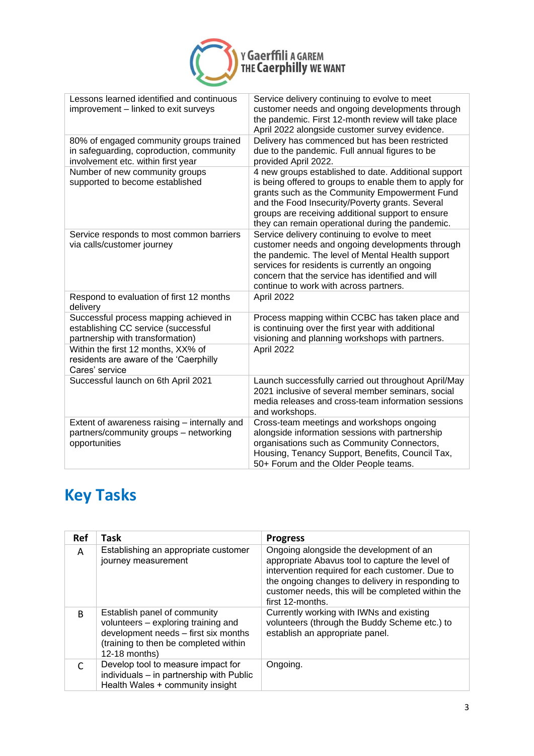| | |
|---|---|
| Lessons learned identified and continuous improvement – linked to exit surveys | Service delivery continuing to evolve to meet customer needs and ongoing developments through the pandemic. First 12-month review will take place April 2022 alongside customer survey evidence. |
| 80% of engaged community groups trained in safeguarding, coproduction, community involvement etc. within first year | Delivery has commenced but has been restricted due to the pandemic. Full annual figures to be provided April 2022. |
| Number of new community groups supported to become established | 4 new groups established to date. Additional support is being offered to groups to enable them to apply for grants such as the Community Empowerment Fund and the Food Insecurity/Poverty grants. Several groups are receiving additional support to ensure they can remain operational during the pandemic. |
| Service responds to most common barriers via calls/customer journey | Service delivery continuing to evolve to meet customer needs and ongoing developments through the pandemic. The level of Mental Health support services for residents is currently an ongoing concern that the service has identified and will continue to work with across partners. |
| Respond to evaluation of first 12 months delivery | April 2022 |
| Successful process mapping achieved in establishing CC service (successful partnership with transformation) | Process mapping within CCBC has taken place and is continuing over the first year with additional visioning and planning workshops with partners. |
| Within the first 12 months, XX% of residents are aware of the 'Caerphilly Cares' service | April 2022 |
| Successful launch on 6th April 2021 | Launch successfully carried out throughout April/May 2021 inclusive of several member seminars, social media releases and cross-team information sessions and workshops. |
| Extent of awareness raising – internally and partners/community groups – networking opportunities | Cross-team meetings and workshops ongoing alongside information sessions with partnership organisations such as Community Connectors, Housing, Tenancy Support, Benefits, Council Tax, 50+ Forum and the Older People teams. |

## Key Tasks

| Ref | Task | Progress |
|---|---|---|
| A | Establishing an appropriate customer journey measurement | Ongoing alongside the development of an appropriate Abavus tool to capture the level of intervention required for each customer. Due to the ongoing changes to delivery in responding to customer needs, this will be completed within the first 12-months. |
| B | Establish panel of community volunteers – exploring training and development needs – first six months (training to then be completed within 12-18 months) | Currently working with IWNs and existing volunteers (through the Buddy Scheme etc.) to establish an appropriate panel. |
| C | Develop tool to measure impact for individuals – in partnership with Public Health Wales + community insight | Ongoing. |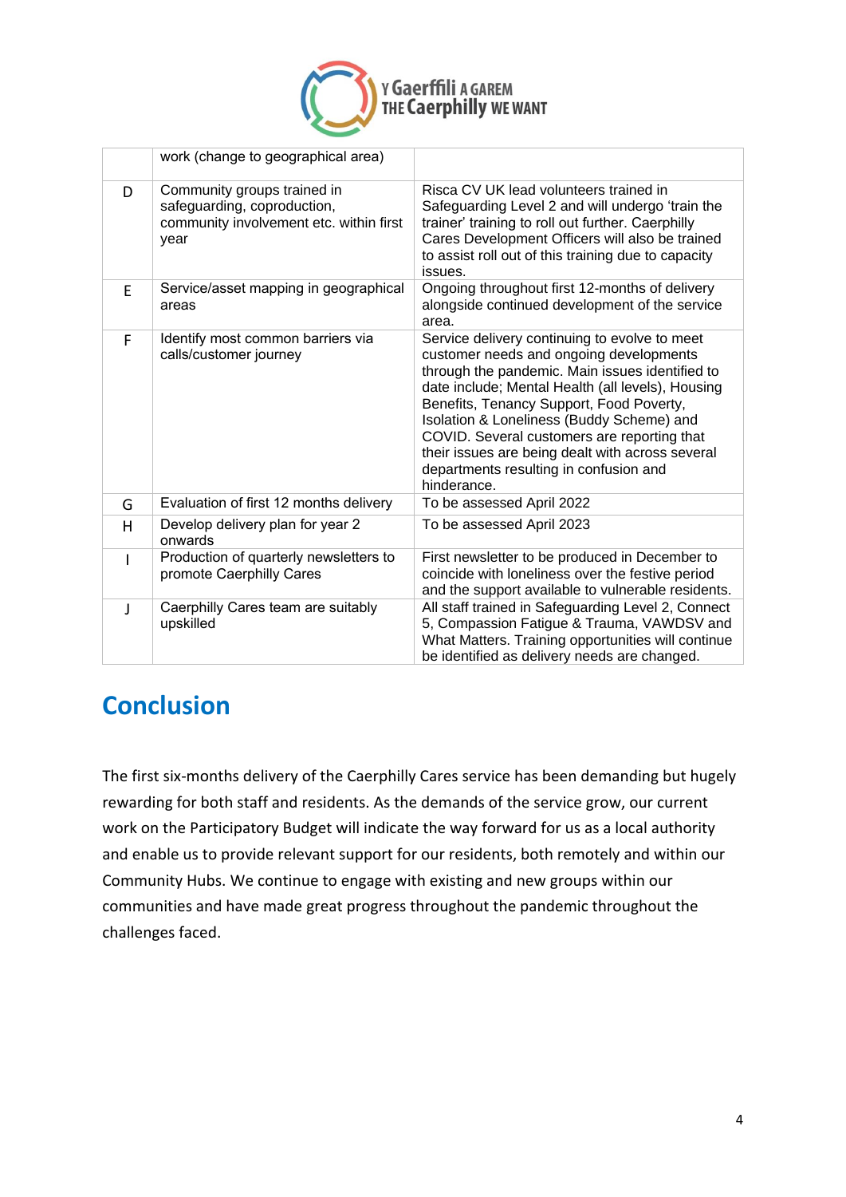| | | |
|---|---|---|
| | work (change to geographical area) | |
| D | Community groups trained in safeguarding, coproduction, community involvement etc. within first year | Risca CV UK lead volunteers trained in Safeguarding Level 2 and will undergo 'train the trainer' training to roll out further. Caerphilly Cares Development Officers will also be trained to assist roll out of this training due to capacity issues. |
| E | Service/asset mapping in geographical areas | Ongoing throughout first 12-months of delivery alongside continued development of the service area. |
| F | Identify most common barriers via calls/customer journey | Service delivery continuing to evolve to meet customer needs and ongoing developments through the pandemic. Main issues identified to date include; Mental Health (all levels), Housing Benefits, Tenancy Support, Food Poverty, Isolation & Loneliness (Buddy Scheme) and COVID. Several customers are reporting that their issues are being dealt with across several departments resulting in confusion and hinderance. |
| G | Evaluation of first 12 months delivery | To be assessed April 2022 |
| H | Develop delivery plan for year 2 onwards | To be assessed April 2023 |
| I | Production of quarterly newsletters to promote Caerphilly Cares | First newsletter to be produced in December to coincide with loneliness over the festive period and the support available to vulnerable residents. |
| J | Caerphilly Cares team are suitably upskilled | All staff trained in Safeguarding Level 2, Connect 5, Compassion Fatigue & Trauma, VAWDSV and What Matters. Training opportunities will continue be identified as delivery needs are changed. |

## Conclusion

The first six-months delivery of the Caerphilly Cares service has been demanding but hugely rewarding for both staff and residents. As the demands of the service grow, our current work on the Participatory Budget will indicate the way forward for us as a local authority and enable us to provide relevant support for our residents, both remotely and within our Community Hubs. We continue to engage with existing and new groups within our communities and have made great progress throughout the pandemic throughout the challenges faced.